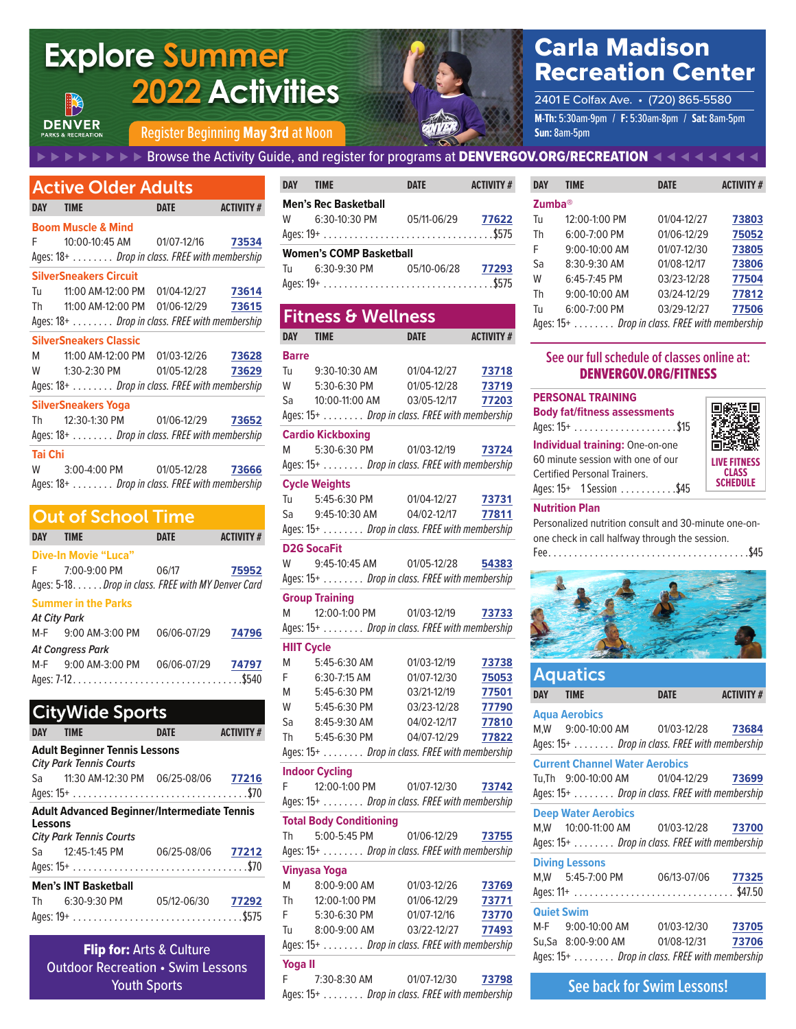# Explore Summer 2022 Activities

DENVER PARKS & RECREATION

Register Beginning **May 3rd at Noon**

## Carla Madison Recreation Center

2401 E Colfax Ave. • (720) 865-5580

**M-Th:** 5:30am-9pm / **F:** 5:30am-8pm / **Sat:** 8am-5pm
**Sun:** 8am-5pm

Browse the Activity Guide, and register for programs at **DENVERGOV.ORG/RECREATION**

## Active Older Adults

| DAY | TIME | DATE | ACTIVITY # |
|---|---|---|---|
| **Boom Muscle & Mind** | | | |
| F | 10:00-10:45 AM | 01/07-12/16 | 73534 |

Ages: 18+ ........ *Drop in class. FREE with membership*

| DAY | TIME | DATE | ACTIVITY # |
|---|---|---|---|
| **SilverSneakers Circuit** | | | |
| Tu | 11:00 AM-12:00 PM | 01/04-12/27 | 73614 |
| Th | 11:00 AM-12:00 PM | 01/06-12/29 | 73615 |

Ages: 18+ ........ *Drop in class. FREE with membership*

| DAY | TIME | DATE | ACTIVITY # |
|---|---|---|---|
| **SilverSneakers Classic** | | | |
| M | 11:00 AM-12:00 PM | 01/03-12/26 | 73628 |
| W | 1:30-2:30 PM | 01/05-12/28 | 73629 |

Ages: 18+ ........ *Drop in class. FREE with membership*

| DAY | TIME | DATE | ACTIVITY # |
|---|---|---|---|
| **SilverSneakers Yoga** | | | |
| Th | 12:30-1:30 PM | 01/06-12/29 | 73652 |

Ages: 18+ ........ *Drop in class. FREE with membership*

| DAY | TIME | DATE | ACTIVITY # |
|---|---|---|---|
| **Tai Chi** | | | |
| W | 3:00-4:00 PM | 01/05-12/28 | 73666 |

Ages: 18+ ........ *Drop in class. FREE with membership*

## Out of School Time

| DAY | TIME | DATE | ACTIVITY # |
|---|---|---|---|
| **Dive-In Movie "Luca"** | | | |
| F | 7:00-9:00 PM | 06/17 | 75952 |

Ages: 5-18...... *Drop in class. FREE with MY Denver Card*

| DAY | TIME | DATE | ACTIVITY # |
|---|---|---|---|
| **Summer in the Parks** | | | |
| *At City Park* | | | |
| M-F | 9:00 AM-3:00 PM | 06/06-07/29 | 74796 |
| *At Congress Park* | | | |
| M-F | 9:00 AM-3:00 PM | 06/06-07/29 | 74797 |

Ages: 7-12................................$540

## CityWide Sports

| DAY | TIME | DATE | ACTIVITY # |
|---|---|---|---|
| **Adult Beginner Tennis Lessons** | | | |
| *City Park Tennis Courts* | | | |
| Sa | 11:30 AM-12:30 PM | 06/25-08/06 | 77216 |

Ages: 15+................................$70

| DAY | TIME | DATE | ACTIVITY # |
|---|---|---|---|
| **Adult Advanced Beginner/Intermediate Tennis Lessons** | | | |
| *City Park Tennis Courts* | | | |
| Sa | 12:45-1:45 PM | 06/25-08/06 | 77212 |

Ages: 15+................................$70

| DAY | TIME | DATE | ACTIVITY # |
|---|---|---|---|
| **Men's INT Basketball** | | | |
| Th | 6:30-9:30 PM | 05/12-06/30 | 77292 |

Ages: 19+................................$575

| DAY | TIME | DATE | ACTIVITY # |
|---|---|---|---|
| **Men's Rec Basketball** | | | |
| W | 6:30-10:30 PM | 05/11-06/29 | 77622 |

Ages: 19+................................$575

| DAY | TIME | DATE | ACTIVITY # |
|---|---|---|---|
| **Women's COMP Basketball** | | | |
| Tu | 6:30-9:30 PM | 05/10-06/28 | 77293 |

Ages: 19+................................$575

**Flip for:** Arts & Culture
Outdoor Recreation • Swim Lessons
Youth Sports

## Fitness & Wellness

| DAY | TIME | DATE | ACTIVITY # |
|---|---|---|---|
| **Barre** | | | |
| Tu | 9:30-10:30 AM | 01/04-12/27 | 73718 |
| W | 5:30-6:30 PM | 01/05-12/28 | 73719 |
| Sa | 10:00-11:00 AM | 03/05-12/17 | 77203 |

Ages: 15+ ........ *Drop in class. FREE with membership*

| DAY | TIME | DATE | ACTIVITY # |
|---|---|---|---|
| **Cardio Kickboxing** | | | |
| M | 5:30-6:30 PM | 01/03-12/19 | 73724 |

Ages: 15+ ........ *Drop in class. FREE with membership*

| DAY | TIME | DATE | ACTIVITY # |
|---|---|---|---|
| **Cycle Weights** | | | |
| Tu | 5:45-6:30 PM | 01/04-12/27 | 73731 |
| Sa | 9:45-10:30 AM | 04/02-12/17 | 77811 |

Ages: 15+ ........ *Drop in class. FREE with membership*

| DAY | TIME | DATE | ACTIVITY # |
|---|---|---|---|
| **D2G SocaFit** | | | |
| W | 9:45-10:45 AM | 01/05-12/28 | 54383 |

Ages: 15+ ........ *Drop in class. FREE with membership*

| DAY | TIME | DATE | ACTIVITY # |
|---|---|---|---|
| **Group Training** | | | |
| M | 12:00-1:00 PM | 01/03-12/19 | 73733 |

Ages: 15+ ........ *Drop in class. FREE with membership*

| DAY | TIME | DATE | ACTIVITY # |
|---|---|---|---|
| **HIIT Cycle** | | | |
| M | 5:45-6:30 AM | 01/03-12/19 | 73738 |
| F | 6:30-7:15 AM | 01/07-12/30 | 75053 |
| M | 5:45-6:30 PM | 03/21-12/19 | 77501 |
| W | 5:45-6:30 PM | 03/23-12/28 | 77790 |
| Sa | 8:45-9:30 AM | 04/02-12/17 | 77810 |
| Th | 5:45-6:30 PM | 04/07-12/29 | 77822 |

Ages: 15+ ........ *Drop in class. FREE with membership*

| DAY | TIME | DATE | ACTIVITY # |
|---|---|---|---|
| **Indoor Cycling** | | | |
| F | 12:00-1:00 PM | 01/07-12/30 | 73742 |

Ages: 15+ ........ *Drop in class. FREE with membership*

| DAY | TIME | DATE | ACTIVITY # |
|---|---|---|---|
| **Total Body Conditioning** | | | |
| Th | 5:00-5:45 PM | 01/06-12/29 | 73755 |

Ages: 15+ ........ *Drop in class. FREE with membership*

| DAY | TIME | DATE | ACTIVITY # |
|---|---|---|---|
| **Vinyasa Yoga** | | | |
| M | 8:00-9:00 AM | 01/03-12/26 | 73769 |
| Th | 12:00-1:00 PM | 01/06-12/29 | 73771 |
| F | 5:30-6:30 PM | 01/07-12/16 | 73770 |
| Tu | 8:00-9:00 AM | 03/22-12/27 | 77493 |

Ages: 15+ ........ *Drop in class. FREE with membership*

| DAY | TIME | DATE | ACTIVITY # |
|---|---|---|---|
| **Yoga II** | | | |
| F | 7:30-8:30 AM | 01/07-12/30 | 73798 |

Ages: 15+ ........ *Drop in class. FREE with membership*

| DAY | TIME | DATE | ACTIVITY # |
|---|---|---|---|
| **Zumba®** | | | |
| Tu | 12:00-1:00 PM | 01/04-12/27 | 73803 |
| Th | 6:00-7:00 PM | 01/06-12/29 | 75052 |
| F | 9:00-10:00 AM | 01/07-12/30 | 73805 |
| Sa | 8:30-9:30 AM | 01/08-12/17 | 73806 |
| W | 6:45-7:45 PM | 03/23-12/28 | 77504 |
| Th | 9:00-10:00 AM | 03/24-12/29 | 77812 |
| Tu | 6:00-7:00 PM | 03/29-12/27 | 77506 |

Ages: 15+ ........ *Drop in class. FREE with membership*

See our full schedule of classes online at: **DENVERGOV.ORG/FITNESS**

**PERSONAL TRAINING**

**Body fat/fitness assessments**
Ages: 15+ ....................$15

**Individual training:** One-on-one 60 minute session with one of our Certified Personal Trainers.
Ages: 15+ 1 Session ...........$45

LIVE FITNESS CLASS SCHEDULE

**Nutrition Plan**
Personalized nutrition consult and 30-minute one-on-one check in call halfway through the session.
Fee.......................................$45

## Aquatics

| DAY | TIME | DATE | ACTIVITY # |
|---|---|---|---|
| **Aqua Aerobics** | | | |
| M,W | 9:00-10:00 AM | 01/03-12/28 | 73684 |

Ages: 15+ ........ *Drop in class. FREE with membership*

| DAY | TIME | DATE | ACTIVITY # |
|---|---|---|---|
| **Current Channel Water Aerobics** | | | |
| Tu,Th | 9:00-10:00 AM | 01/04-12/29 | 73699 |

Ages: 15+ ........ *Drop in class. FREE with membership*

| DAY | TIME | DATE | ACTIVITY # |
|---|---|---|---|
| **Deep Water Aerobics** | | | |
| M,W | 10:00-11:00 AM | 01/03-12/28 | 73700 |

Ages: 15+ ........ *Drop in class. FREE with membership*

| DAY | TIME | DATE | ACTIVITY # |
|---|---|---|---|
| **Diving Lessons** | | | |
| M,W | 5:45-7:00 PM | 06/13-07/06 | 77325 |

Ages: 11+ ..............................$47.50

| DAY | TIME | DATE | ACTIVITY # |
|---|---|---|---|
| **Quiet Swim** | | | |
| M-F | 9:00-10:00 AM | 01/03-12/30 | 73705 |
| Su,Sa | 8:00-9:00 AM | 01/08-12/31 | 73706 |

Ages: 15+ ........ *Drop in class. FREE with membership*

**See back for Swim Lessons!**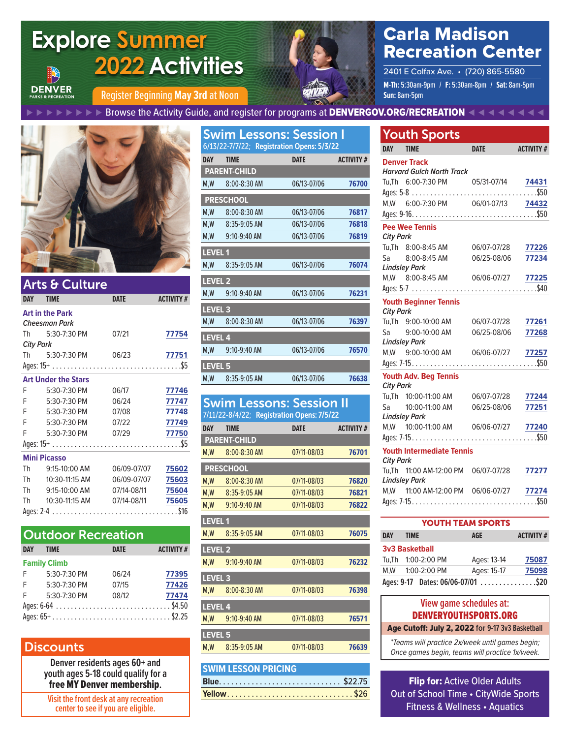# Explore Summer 2022 Activities

DENVER PARKS & RECREATION

Register Beginning May 3rd at Noon

# Carla Madison Recreation Center

2401 E Colfax Ave. • (720) 865-5580

**M-Th:** 5:30am-9pm / **F:** 5:30am-8pm / **Sat:** 8am-5pm
**Sun:** 8am-5pm

Browse the Activity Guide, and register for programs at **DENVERGOV.ORG/RECREATION**

## Arts & Culture

| DAY | TIME | DATE | ACTIVITY # |
|---|---|---|---|
| **Art in the Park** | | | |
| *Cheesman Park* | | | |
| Th | 5:30-7:30 PM | 07/21 | 77754 |
| *City Park* | | | |
| Th | 5:30-7:30 PM | 06/23 | 77751 |
| Ages: 15+ .......... $5 | | | |
| **Art Under the Stars** | | | |
| F | 5:30-7:30 PM | 06/17 | 77746 |
| F | 5:30-7:30 PM | 06/24 | 77747 |
| F | 5:30-7:30 PM | 07/08 | 77748 |
| F | 5:30-7:30 PM | 07/22 | 77749 |
| F | 5:30-7:30 PM | 07/29 | 77750 |
| Ages: 15+ .......... $5 | | | |
| **Mini Picasso** | | | |
| Th | 9:15-10:00 AM | 06/09-07/07 | 75602 |
| Th | 10:30-11:15 AM | 06/09-07/07 | 75603 |
| Th | 9:15-10:00 AM | 07/14-08/11 | 75604 |
| Th | 10:30-11:15 AM | 07/14-08/11 | 75605 |
| Ages: 2-4 .......... $16 | | | |

## Outdoor Recreation

| DAY | TIME | DATE | ACTIVITY # |
|---|---|---|---|
| **Family Climb** | | | |
| F | 5:30-7:30 PM | 06/24 | 77395 |
| F | 5:30-7:30 PM | 07/15 | 77426 |
| F | 5:30-7:30 PM | 08/12 | 77474 |
| Ages: 6-64 .......... $4.50 | | | |
| Ages: 65+ .......... $2.25 | | | |

## Discounts

Denver residents ages 60+ and youth ages 5-18 could qualify for a **free MY Denver membership.**

Visit the front desk at any recreation center to see if you are eligible.

## Swim Lessons: Session I

6/13/22-7/7/22; Registration Opens: 5/3/22

| DAY | TIME | DATE | ACTIVITY # |
|---|---|---|---|
| **PARENT-CHILD** | | | |
| M,W | 8:00-8:30 AM | 06/13-07/06 | 76700 |
| **PRESCHOOL** | | | |
| M,W | 8:00-8:30 AM | 06/13-07/06 | 76817 |
| M,W | 8:35-9:05 AM | 06/13-07/06 | 76818 |
| M,W | 9:10-9:40 AM | 06/13-07/06 | 76819 |
| **LEVEL 1** | | | |
| M,W | 8:35-9:05 AM | 06/13-07/06 | 76074 |
| **LEVEL 2** | | | |
| M,W | 9:10-9:40 AM | 06/13-07/06 | 76231 |
| **LEVEL 3** | | | |
| M,W | 8:00-8:30 AM | 06/13-07/06 | 76397 |
| **LEVEL 4** | | | |
| M,W | 9:10-9:40 AM | 06/13-07/06 | 76570 |
| **LEVEL 5** | | | |
| M,W | 8:35-9:05 AM | 06/13-07/06 | 76638 |

## Swim Lessons: Session II

7/11/22-8/4/22; Registration Opens: 7/5/22

| DAY | TIME | DATE | ACTIVITY # |
|---|---|---|---|
| **PARENT-CHILD** | | | |
| M,W | 8:00-8:30 AM | 07/11-08/03 | 76701 |
| **PRESCHOOL** | | | |
| M,W | 8:00-8:30 AM | 07/11-08/03 | 76820 |
| M,W | 8:35-9:05 AM | 07/11-08/03 | 76821 |
| M,W | 9:10-9:40 AM | 07/11-08/03 | 76822 |
| **LEVEL 1** | | | |
| M,W | 8:35-9:05 AM | 07/11-08/03 | 76075 |
| **LEVEL 2** | | | |
| M,W | 9:10-9:40 AM | 07/11-08/03 | 76232 |
| **LEVEL 3** | | | |
| M,W | 8:00-8:30 AM | 07/11-08/03 | 76398 |
| **LEVEL 4** | | | |
| M,W | 9:10-9:40 AM | 07/11-08/03 | 76571 |
| **LEVEL 5** | | | |
| M,W | 8:35-9:05 AM | 07/11-08/03 | 76639 |

## SWIM LESSON PRICING

**Blue**.......... $22.75
**Yellow**.......... $26

## Youth Sports

| DAY | TIME | DATE | ACTIVITY # |
|---|---|---|---|
| **Denver Track** | | | |
| *Harvard Gulch North Track* | | | |
| Tu,Th | 6:00-7:30 PM | 05/31-07/14 | 74431 |
| Ages: 5-8 .......... $50 | | | |
| M,W | 6:00-7:30 PM | 06/01-07/13 | 74432 |
| Ages: 9-16.......... $50 | | | |
| **Pee Wee Tennis** | | | |
| *City Park* | | | |
| Tu,Th | 8:00-8:45 AM | 06/07-07/28 | 77226 |
| Sa | 8:00-8:45 AM | 06/25-08/06 | 77234 |
| *Lindsley Park* | | | |
| M,W | 8:00-8:45 AM | 06/06-07/27 | 77225 |
| Ages: 5-7 .......... $40 | | | |
| **Youth Beginner Tennis** | | | |
| *City Park* | | | |
| Tu,Th | 9:00-10:00 AM | 06/07-07/28 | 77261 |
| Sa | 9:00-10:00 AM | 06/25-08/06 | 77268 |
| *Lindsley Park* | | | |
| M,W | 9:00-10:00 AM | 06/06-07/27 | 77257 |
| Ages: 7-15.......... $50 | | | |
| **Youth Adv. Beg Tennis** | | | |
| *City Park* | | | |
| Tu,Th | 10:00-11:00 AM | 06/07-07/28 | 77244 |
| Sa | 10:00-11:00 AM | 06/25-08/06 | 77251 |
| *Lindsley Park* | | | |
| M,W | 10:00-11:00 AM | 06/06-07/27 | 77240 |
| Ages: 7-15.......... $50 | | | |
| **Youth Intermediate Tennis** | | | |
| *City Park* | | | |
| Tu,Th | 11:00 AM-12:00 PM | 06/07-07/28 | 77277 |
| *Lindsley Park* | | | |
| M,W | 11:00 AM-12:00 PM | 06/06-07/27 | 77274 |
| Ages: 7-15.......... $50 | | | |

### YOUTH TEAM SPORTS

| DAY | TIME | AGE | ACTIVITY # |
|---|---|---|---|
| **3v3 Basketball** | | | |
| Tu,Th | 1:00-2:00 PM | Ages: 13-14 | 75087 |
| M,W | 1:00-2:00 PM | Ages: 15-17 | 75098 |
| **Ages: 9-17 Dates: 06/06-07/01 .......... $20** | | | |

View game schedules at: **DENVERYOUTHSPORTS.ORG**

**Age Cutoff: July 2, 2022** for 9-17 3v3 Basketball

*\*Teams will practice 2x/week until games begin; Once games begin, teams will practice 1x/week.*

**Flip for:** Active Older Adults
Out of School Time • CityWide Sports
Fitness & Wellness • Aquatics